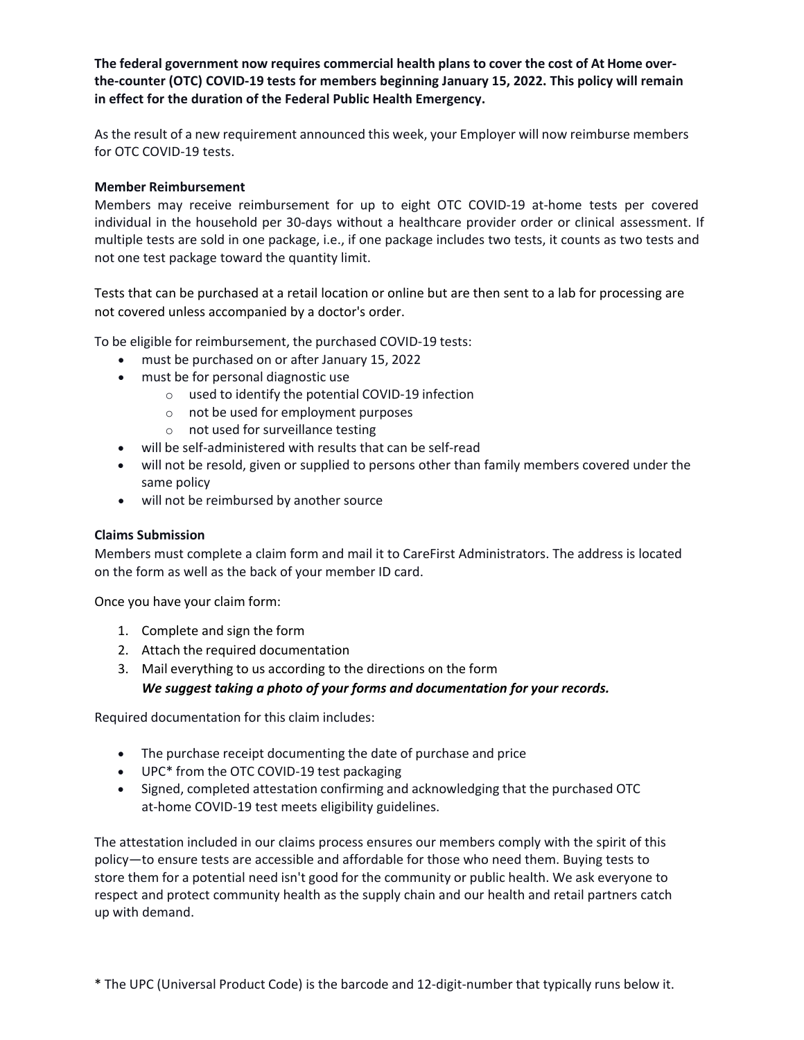**The federal government now requires commercial health plans to cover the cost of At Home over-the-counter (OTC) COVID-19 tests for members beginning January 15, 2022. This policy will remain in effect for the duration of the Federal Public Health Emergency.**

As the result of a new requirement announced this week, your Employer will now reimburse members for OTC COVID-19 tests.

**Member Reimbursement**

Members may receive reimbursement for up to eight OTC COVID-19 at-home tests per covered individual in the household per 30-days without a healthcare provider order or clinical assessment. If multiple tests are sold in one package, i.e., if one package includes two tests, it counts as two tests and not one test package toward the quantity limit.

Tests that can be purchased at a retail location or online but are then sent to a lab for processing are not covered unless accompanied by a doctor's order.

To be eligible for reimbursement, the purchased COVID-19 tests:

- must be purchased on or after January 15, 2022
- must be for personal diagnostic use
  - used to identify the potential COVID-19 infection
  - not be used for employment purposes
  - not used for surveillance testing
- will be self-administered with results that can be self-read
- will not be resold, given or supplied to persons other than family members covered under the same policy
- will not be reimbursed by another source

**Claims Submission**

Members must complete a claim form and mail it to CareFirst Administrators. The address is located on the form as well as the back of your member ID card.

Once you have your claim form:

1. Complete and sign the form
2. Attach the required documentation
3. Mail everything to us according to the directions on the form
   ***We suggest taking a photo of your forms and documentation for your records.***

Required documentation for this claim includes:

- The purchase receipt documenting the date of purchase and price
- UPC* from the OTC COVID-19 test packaging
- Signed, completed attestation confirming and acknowledging that the purchased OTC at-home COVID-19 test meets eligibility guidelines.

The attestation included in our claims process ensures our members comply with the spirit of this policy—to ensure tests are accessible and affordable for those who need them. Buying tests to store them for a potential need isn't good for the community or public health. We ask everyone to respect and protect community health as the supply chain and our health and retail partners catch up with demand.

\* The UPC (Universal Product Code) is the barcode and 12-digit-number that typically runs below it.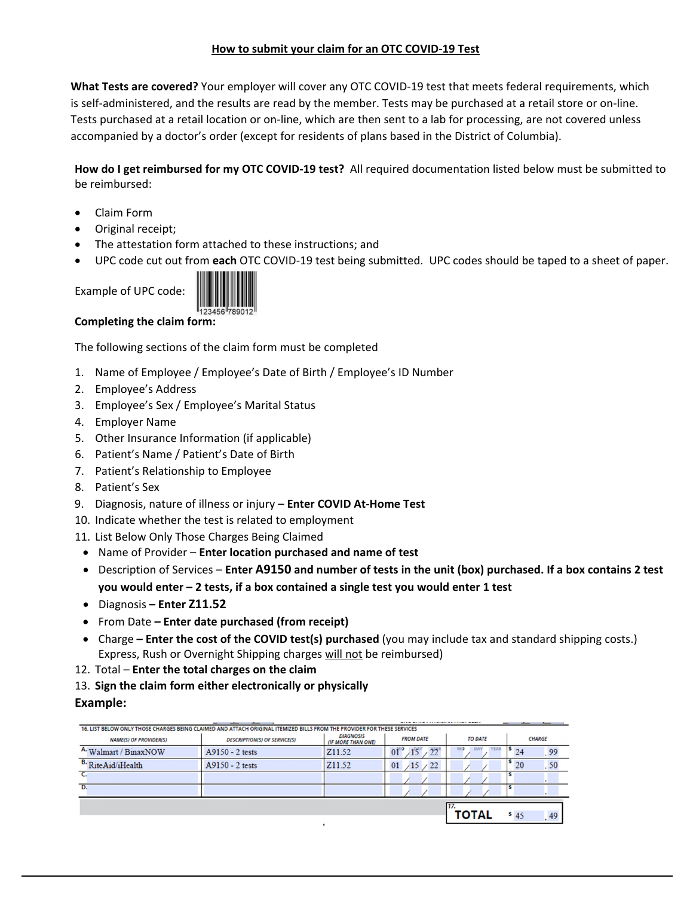## How to submit your claim for an OTC COVID-19 Test

**What Tests are covered?** Your employer will cover any OTC COVID-19 test that meets federal requirements, which is self-administered, and the results are read by the member. Tests may be purchased at a retail store or on-line. Tests purchased at a retail location or on-line, which are then sent to a lab for processing, are not covered unless accompanied by a doctor's order (except for residents of plans based in the District of Columbia).

**How do I get reimbursed for my OTC COVID-19 test?** All required documentation listed below must be submitted to be reimbursed:

- Claim Form
- Original receipt;
- The attestation form attached to these instructions; and
- UPC code cut out from **each** OTC COVID-19 test being submitted. UPC codes should be taped to a sheet of paper.

Example of UPC code: 123456 789012

**Completing the claim form:**

The following sections of the claim form must be completed

1. Name of Employee / Employee's Date of Birth / Employee's ID Number
2. Employee's Address
3. Employee's Sex / Employee's Marital Status
4. Employer Name
5. Other Insurance Information (if applicable)
6. Patient's Name / Patient's Date of Birth
7. Patient's Relationship to Employee
8. Patient's Sex
9. Diagnosis, nature of illness or injury – **Enter COVID At-Home Test**
10. Indicate whether the test is related to employment
11. List Below Only Those Charges Being Claimed
    - Name of Provider – **Enter location purchased and name of test**
    - Description of Services – **Enter A9150 and number of tests in the unit (box) purchased. If a box contains 2 test you would enter – 2 tests, if a box contained a single test you would enter 1 test**
    - Diagnosis **– Enter Z11.52**
    - From Date **– Enter date purchased (from receipt)**
    - Charge **– Enter the cost of the COVID test(s) purchased** (you may include tax and standard shipping costs.) Express, Rush or Overnight Shipping charges will not be reimbursed)
12. Total – **Enter the total charges on the claim**
13. **Sign the claim form either electronically or physically**

### Example:

16. LIST BELOW ONLY THOSE CHARGES BEING CLAIMED AND ATTACH ORIGINAL ITEMIZED BILLS FROM THE PROVIDER FOR THESE SERVICES

| | NAME(S) OF PROVIDER(S) | DESCRIPTION(S) OF SERVICE(S) | DIAGNOSIS (IF MORE THAN ONE) | FROM DATE | TO DATE | CHARGE |
|---|---|---|---|---|---|---|
| A. | Walmart / BinaxNOW | A9150 - 2 tests | Z11.52 | 01 / 15 / 22 | / / | $ 24 . 99 |
| B. | RiteAid/iHealth | A9150 - 2 tests | Z11.52 | 01 / 15 / 22 | / / | $ 20 . 50 |
| C. | | | | / / | / / | $ . |
| D. | | | | / / | / / | $ . |
| | | | | | 17. **TOTAL** | $ 45 . 49 |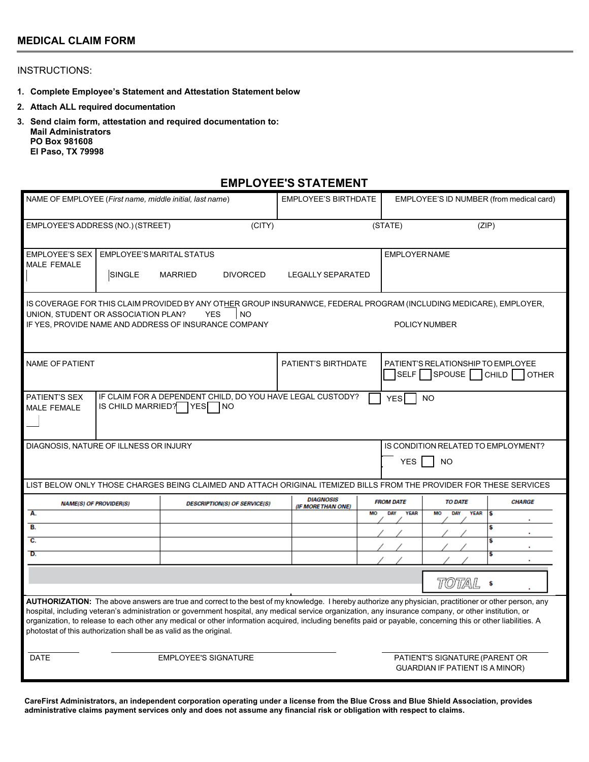# MEDICAL CLAIM FORM

INSTRUCTIONS:

1. **Complete Employee's Statement and Attestation Statement below**
2. **Attach ALL required documentation**
3. **Send claim form, attestation and required documentation to:**
   **Mail Administrators**
   **PO Box 981608**
   **El Paso, TX 79998**

## EMPLOYEE'S STATEMENT

| NAME OF EMPLOYEE (*First name, middle initial, last name*) | EMPLOYEE'S BIRTHDATE | EMPLOYEE'S ID NUMBER (from medical card) |
|---|---|---|
| | | |

EMPLOYEE'S ADDRESS (NO.) (STREET) (CITY) (STATE) (ZIP)

| EMPLOYEE'S SEX MALE FEMALE | EMPLOYEE'S MARITAL STATUS SINGLE MARRIED DIVORCED LEGALLY SEPARATED | EMPLOYER NAME |
|---|---|---|
| | | |

IS COVERAGE FOR THIS CLAIM PROVIDED BY ANY OTHER GROUP INSURANWCE, FEDERAL PROGRAM (INCLUDING MEDICARE), EMPLOYER, UNION, STUDENT OR ASSOCIATION PLAN? YES NO

IF YES, PROVIDE NAME AND ADDRESS OF INSURANCE COMPANY POLICY NUMBER

| NAME OF PATIENT | PATIENT'S BIRTHDATE | PATIENT'S RELATIONSHIP TO EMPLOYEE ☐ SELF ☐ SPOUSE ☐ CHILD ☐ OTHER |
|---|---|---|
| | | |

| PATIENT'S SEX MALE FEMALE | IF CLAIM FOR A DEPENDENT CHILD, DO YOU HAVE LEGAL CUSTODY? ☐ YES ☐ NO<br>IS CHILD MARRIED? ☐ YES ☐ NO |
|---|---|
| | |

| DIAGNOSIS, NATURE OF ILLNESS OR INJURY | IS CONDITION RELATED TO EMPLOYMENT? YES ☐ NO |
|---|---|
| | |

LIST BELOW ONLY THOSE CHARGES BEING CLAIMED AND ATTACH ORIGINAL ITEMIZED BILLS FROM THE PROVIDER FOR THESE SERVICES

| NAME(S) OF PROVIDER(S) | DESCRIPTION(S) OF SERVICE(S) | DIAGNOSIS (IF MORE THAN ONE) | FROM DATE (MO DAY YEAR) | TO DATE (MO DAY YEAR) | CHARGE |
|---|---|---|---|---|---|
| A. | | | / / | / / | $ . |
| B. | | | / / | / / | $ . |
| C. | | | / / | / / | $ . |
| D. | | | / / | / / | $ . |
| | | | | TOTAL | $ . |

**AUTHORIZATION:** The above answers are true and correct to the best of my knowledge. I hereby authorize any physician, practitioner or other person, any hospital, including veteran's administration or government hospital, any medical service organization, any insurance company, or other institution, or organization, to release to each other any medical or other information acquired, including benefits paid or payable, concerning this or other liabilities. A photostat of this authorization shall be as valid as the original.

| DATE | EMPLOYEE'S SIGNATURE | PATIENT'S SIGNATURE (PARENT OR GUARDIAN IF PATIENT IS A MINOR) |
|---|---|---|

**CareFirst Administrators, an independent corporation operating under a license from the Blue Cross and Blue Shield Association, provides administrative claims payment services only and does not assume any financial risk or obligation with respect to claims.**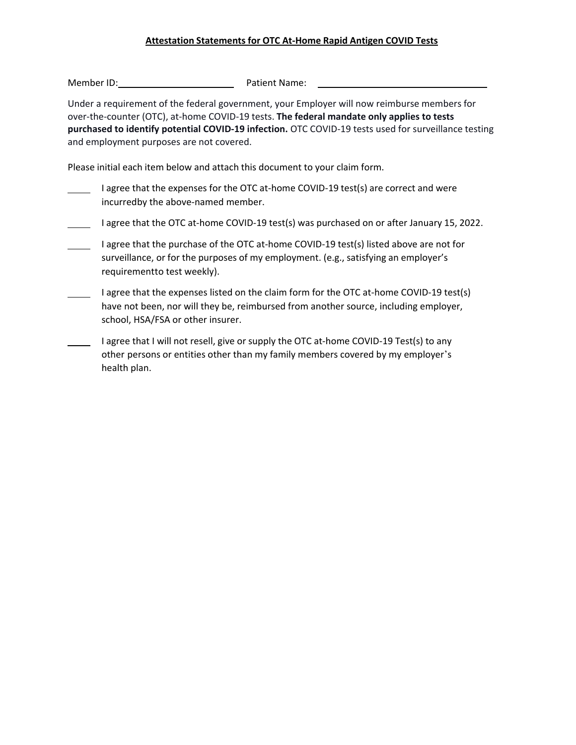**Attestation Statements for OTC At-Home Rapid Antigen COVID Tests**

Member ID:\_\_\_\_\_\_\_\_\_\_\_\_\_\_\_\_\_\_\_\_\_\_ Patient Name: \_\_\_\_\_\_\_\_\_\_\_\_\_\_\_\_\_\_\_\_\_\_\_\_\_\_\_\_\_\_\_\_\_\_

Under a requirement of the federal government, your Employer will now reimburse members for over-the-counter (OTC), at-home COVID-19 tests. **The federal mandate only applies to tests purchased to identify potential COVID-19 infection.** OTC COVID-19 tests used for surveillance testing and employment purposes are not covered.

Please initial each item below and attach this document to your claim form.

\_\_\_\_\_ I agree that the expenses for the OTC at-home COVID-19 test(s) are correct and were incurredby the above-named member.

\_\_\_\_\_ I agree that the OTC at-home COVID-19 test(s) was purchased on or after January 15, 2022.

\_\_\_\_\_ I agree that the purchase of the OTC at-home COVID-19 test(s) listed above are not for surveillance, or for the purposes of my employment. (e.g., satisfying an employer's requirementto test weekly).

\_\_\_\_\_ I agree that the expenses listed on the claim form for the OTC at-home COVID-19 test(s) have not been, nor will they be, reimbursed from another source, including employer, school, HSA/FSA or other insurer.

\_\_\_\_\_ I agree that I will not resell, give or supply the OTC at-home COVID-19 Test(s) to any other persons or entities other than my family members covered by my employer's health plan.